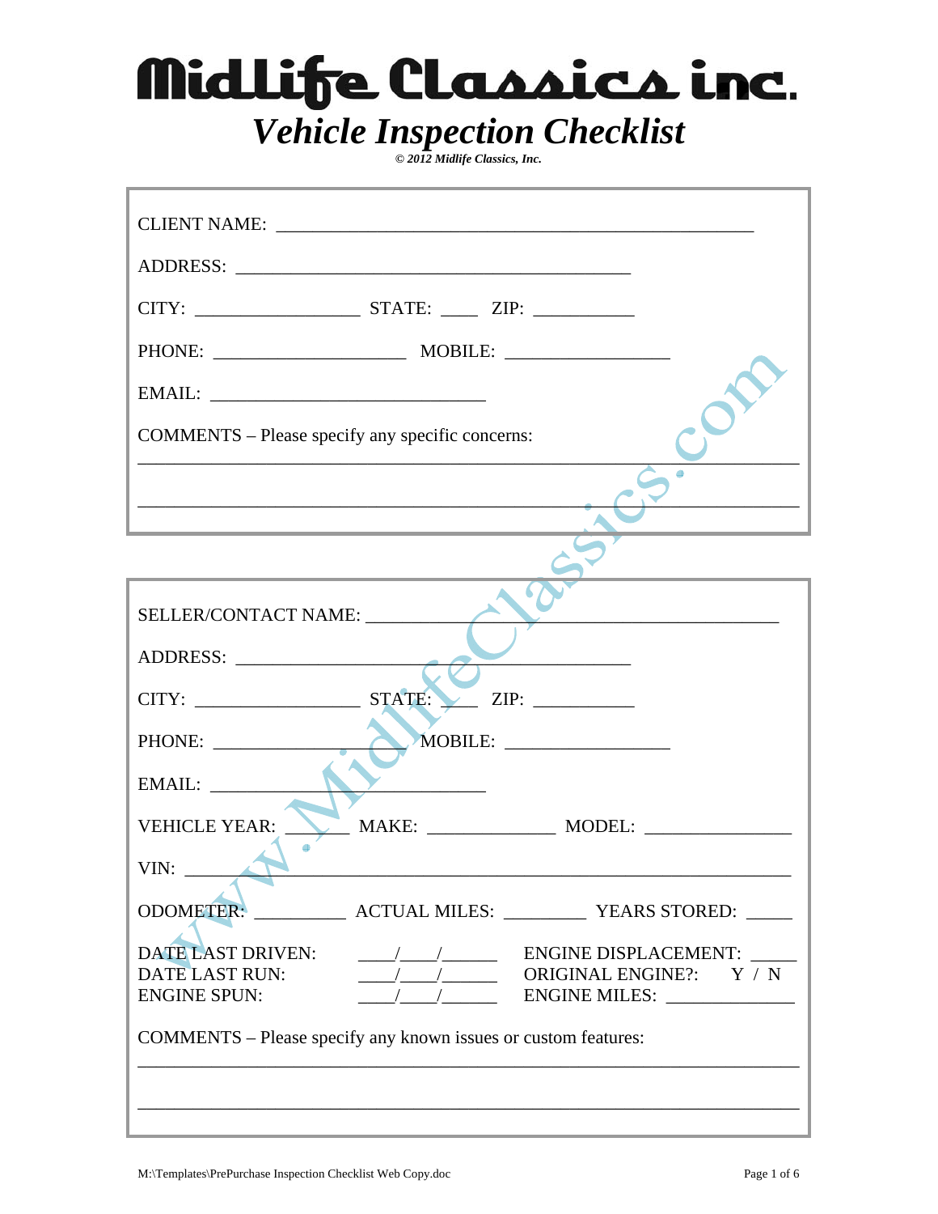# Midlife Classics inc.

## *Vehicle Inspection Checklist*

*© 2012 Midlife Classics, Inc.*

CLIENT NAME: ____________________________________________________

ADDRESS: ____________________________________________

CITY: __________________ STATE: ____ ZIP: ___________

PHONE: _____________________ MOBILE: __________________

EMAIL: _______________________________

COMMENTS – Please specify any specific concerns:

___________________________________________________________________________

___________________________________________________________________________

SELLER/CONTACT NAME: ______________________________________________

ADDRESS: ____________________________________________

CITY: __________________ STATE: ____ ZIP: ___________

PHONE: _____________________ MOBILE: __________________

EMAIL: _______________________________

VEHICLE YEAR: _______ MAKE: ______________ MODEL: ________________

VIN: ____________________________________________________________________

ODOMETER: __________ ACTUAL MILES: _________ YEARS STORED: _____

DATE LAST DRIVEN: ____/____/______ ENGINE DISPLACEMENT: _____

DATE LAST RUN: ____/____/______ ORIGINAL ENGINE?: Y / N

ENGINE SPUN: ____/____/______ ENGINE MILES: ______________

COMMENTS – Please specify any known issues or custom features:

___________________________________________________________________________

___________________________________________________________________________

M:\Templates\PrePurchase Inspection Checklist Web Copy.doc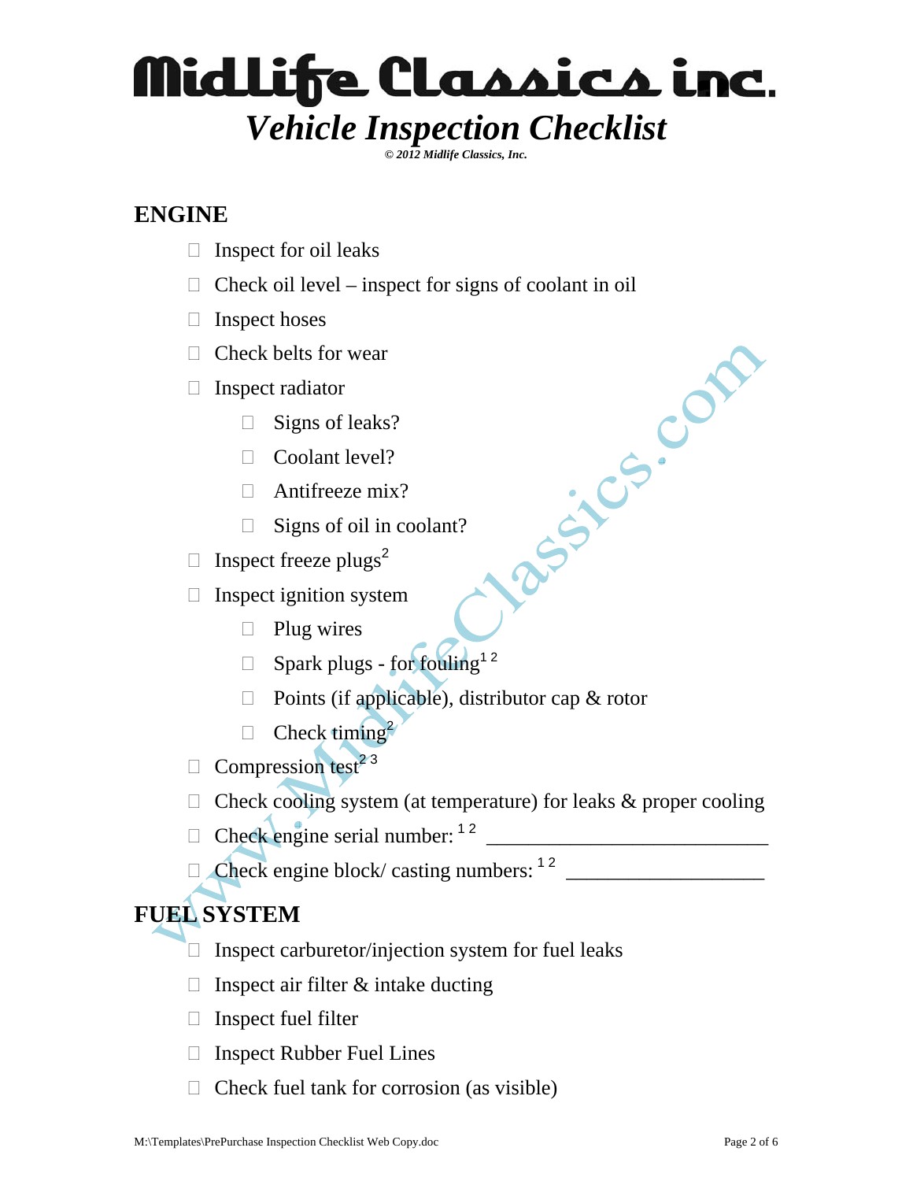# Midlife Classics inc.

## *Vehicle Inspection Checklist*

*© 2012 Midlife Classics, Inc.*

## ENGINE

- ☐ Inspect for oil leaks
- ☐ Check oil level – inspect for signs of coolant in oil
- ☐ Inspect hoses
- ☐ Check belts for wear
- ☐ Inspect radiator
  - ☐ Signs of leaks?
  - ☐ Coolant level?
  - ☐ Antifreeze mix?
  - ☐ Signs of oil in coolant?
- ☐ Inspect freeze plugs[2]
- ☐ Inspect ignition system
  - ☐ Plug wires
  - ☐ Spark plugs - for fouling[1 2]
  - ☐ Points (if applicable), distributor cap & rotor
  - ☐ Check timing[2]
- ☐ Compression test[2 3]
- ☐ Check cooling system (at temperature) for leaks & proper cooling
- ☐ Check engine serial number: [1 2] ___________________________
- ☐ Check engine block/ casting numbers: [1 2] ___________________

## FUEL SYSTEM

- ☐ Inspect carburetor/injection system for fuel leaks
- ☐ Inspect air filter & intake ducting
- ☐ Inspect fuel filter
- ☐ Inspect Rubber Fuel Lines
- ☐ Check fuel tank for corrosion (as visible)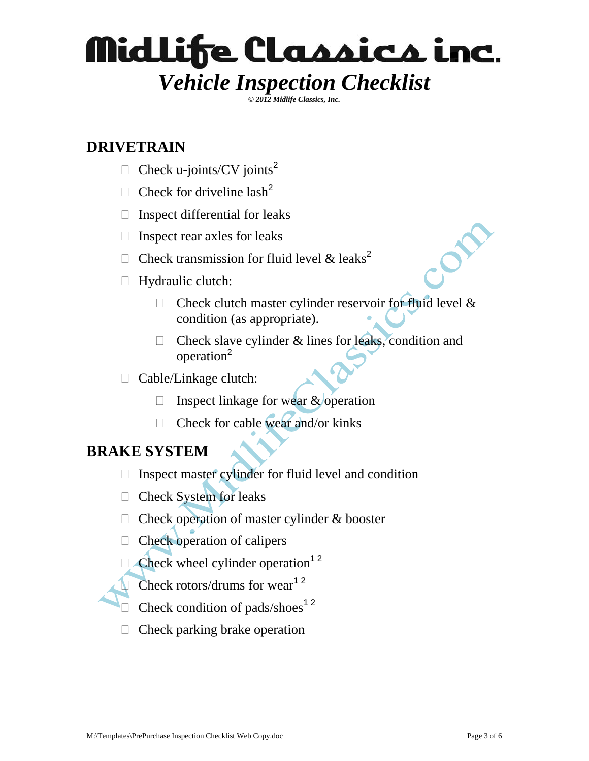# Midlife Classics inc.

## *Vehicle Inspection Checklist*

***© 2012 Midlife Classics, Inc.***

## DRIVETRAIN

- ☐ Check u-joints/CV joints[2]
- ☐ Check for driveline lash[2]
- ☐ Inspect differential for leaks
- ☐ Inspect rear axles for leaks
- ☐ Check transmission for fluid level & leaks[2]
- ☐ Hydraulic clutch:
  - ☐ Check clutch master cylinder reservoir for fluid level & condition (as appropriate).
  - ☐ Check slave cylinder & lines for leaks, condition and operation[2]
- ☐ Cable/Linkage clutch:
  - ☐ Inspect linkage for wear & operation
  - ☐ Check for cable wear and/or kinks

## BRAKE SYSTEM

- ☐ Inspect master cylinder for fluid level and condition
- ☐ Check System for leaks
- ☐ Check operation of master cylinder & booster
- ☐ Check operation of calipers
- ☐ Check wheel cylinder operation[1 2]
- ☐ Check rotors/drums for wear[1 2]
- ☐ Check condition of pads/shoes[1 2]
- ☐ Check parking brake operation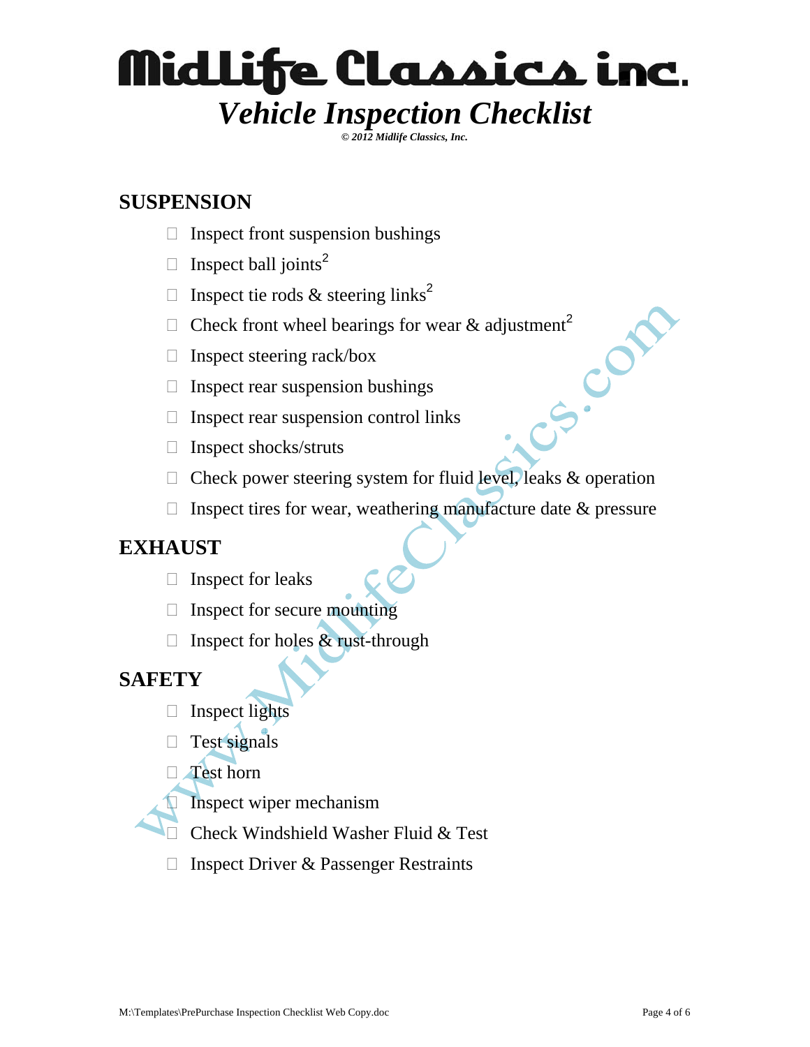# Midlife Classics inc.

## *Vehicle Inspection Checklist*

***© 2012 Midlife Classics, Inc.***

## SUSPENSION

- ☐ Inspect front suspension bushings
- ☐ Inspect ball joints[2]
- ☐ Inspect tie rods & steering links[2]
- ☐ Check front wheel bearings for wear & adjustment[2]
- ☐ Inspect steering rack/box
- ☐ Inspect rear suspension bushings
- ☐ Inspect rear suspension control links
- ☐ Inspect shocks/struts
- ☐ Check power steering system for fluid level, leaks & operation
- ☐ Inspect tires for wear, weathering manufacture date & pressure

## EXHAUST

- ☐ Inspect for leaks
- ☐ Inspect for secure mounting
- ☐ Inspect for holes & rust-through

## SAFETY

- ☐ Inspect lights
- ☐ Test signals
- ☐ Test horn
- ☐ Inspect wiper mechanism
- ☐ Check Windshield Washer Fluid & Test
- ☐ Inspect Driver & Passenger Restraints

M:\Templates\PrePurchase Inspection Checklist Web Copy.doc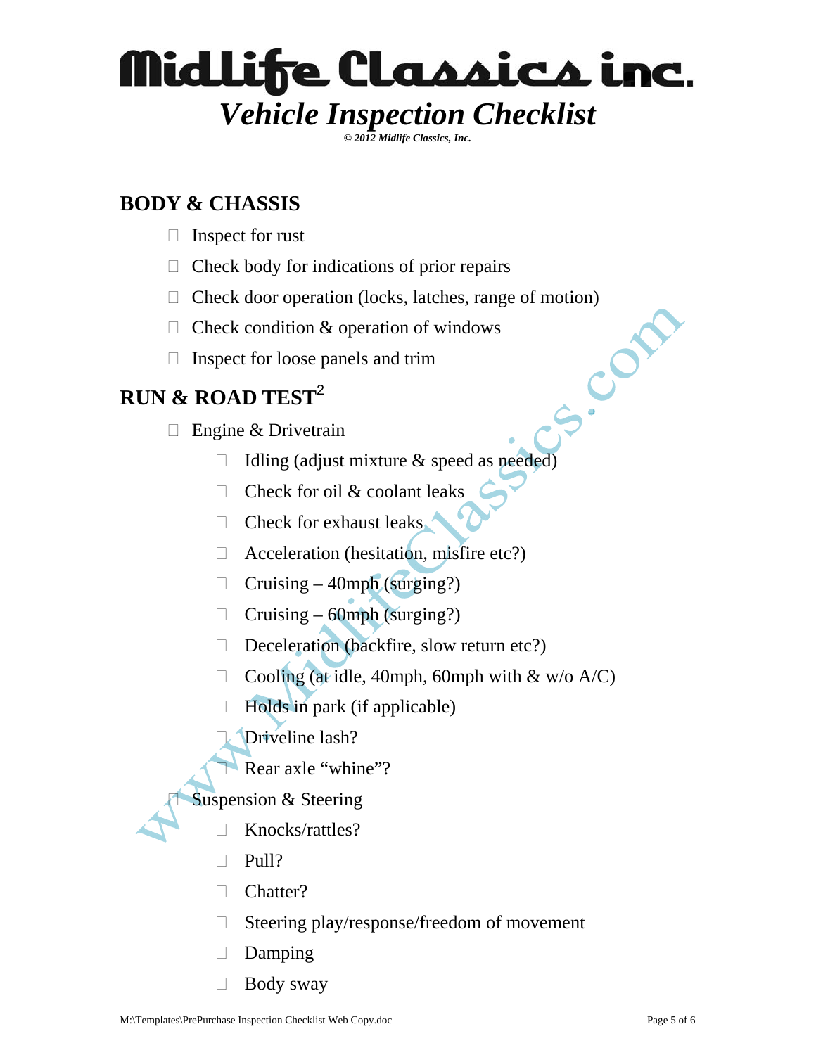# Midlife Classics inc.

## *Vehicle Inspection Checklist*

***© 2012 Midlife Classics, Inc.***

## BODY & CHASSIS

- ☐ Inspect for rust
- ☐ Check body for indications of prior repairs
- ☐ Check door operation (locks, latches, range of motion)
- ☐ Check condition & operation of windows
- ☐ Inspect for loose panels and trim

## RUN & ROAD TEST[2]

- ☐ Engine & Drivetrain
  - ☐ Idling (adjust mixture & speed as needed)
  - ☐ Check for oil & coolant leaks
  - ☐ Check for exhaust leaks
  - ☐ Acceleration (hesitation, misfire etc?)
  - ☐ Cruising – 40mph (surging?)
  - ☐ Cruising – 60mph (surging?)
  - ☐ Deceleration (backfire, slow return etc?)
  - ☐ Cooling (at idle, 40mph, 60mph with & w/o A/C)
  - ☐ Holds in park (if applicable)
  - ☐ Driveline lash?
  - ☐ Rear axle "whine"?
- ☐ Suspension & Steering
  - ☐ Knocks/rattles?
  - ☐ Pull?
  - ☐ Chatter?
  - ☐ Steering play/response/freedom of movement
  - ☐ Damping
  - ☐ Body sway

M:\Templates\PrePurchase Inspection Checklist Web Copy.doc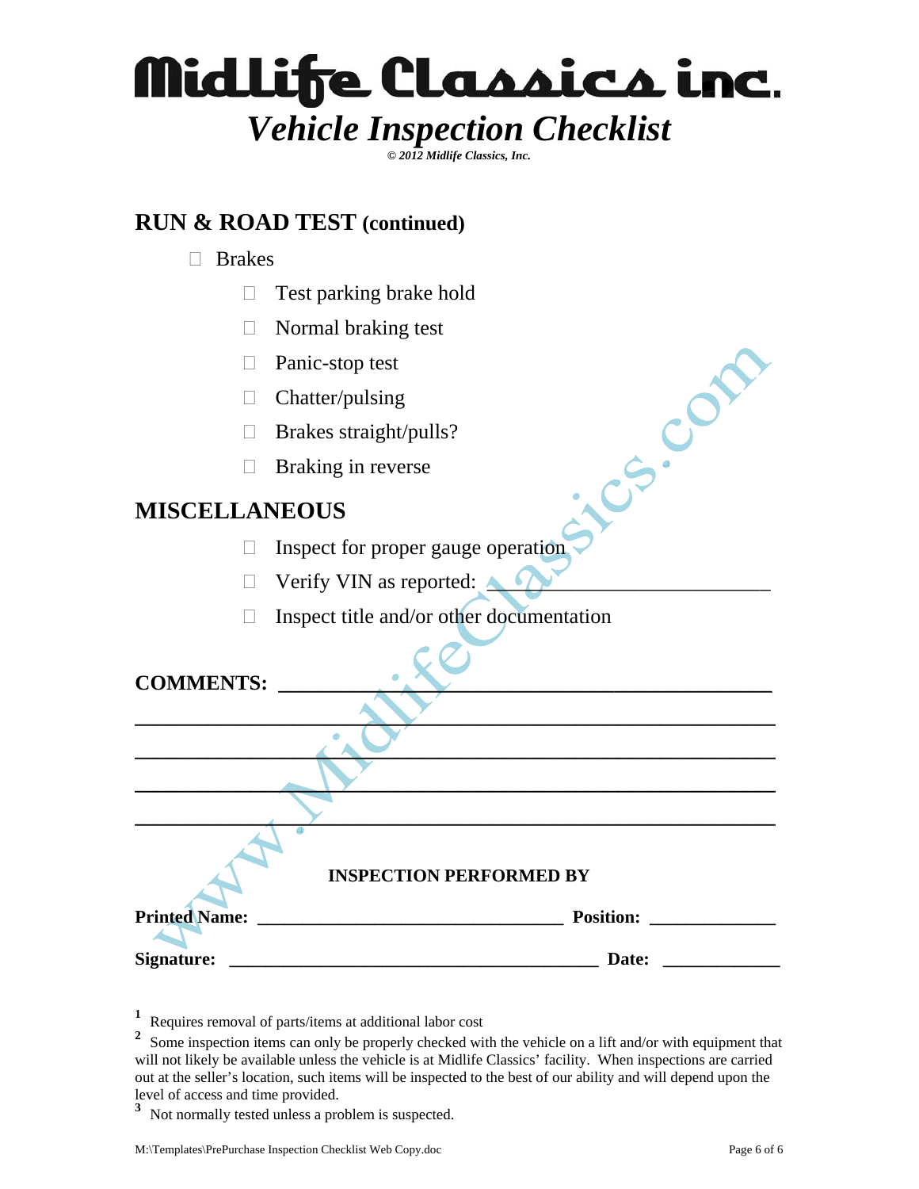# Midlife Classics inc.

## *Vehicle Inspection Checklist*

*© 2012 Midlife Classics, Inc.*

## RUN & ROAD TEST (continued)

- ☐ Brakes
  - ☐ Test parking brake hold
  - ☐ Normal braking test
  - ☐ Panic-stop test
  - ☐ Chatter/pulsing
  - ☐ Brakes straight/pulls?
  - ☐ Braking in reverse

## MISCELLANEOUS

- ☐ Inspect for proper gauge operation
- ☐ Verify VIN as reported: ________________________
- ☐ Inspect title and/or other documentation

**COMMENTS:** ______________________________________________

______________________________________________________

______________________________________________________

______________________________________________________

______________________________________________________

**INSPECTION PERFORMED BY**

**Printed Name:** ________________________________ **Position:** ______________

**Signature:** ____________________________________ **Date:** _____________

[1] Requires removal of parts/items at additional labor cost

[2] Some inspection items can only be properly checked with the vehicle on a lift and/or with equipment that will not likely be available unless the vehicle is at Midlife Classics' facility. When inspections are carried out at the seller's location, such items will be inspected to the best of our ability and will depend upon the level of access and time provided.

[3] Not normally tested unless a problem is suspected.

M:\Templates\PrePurchase Inspection Checklist Web Copy.doc